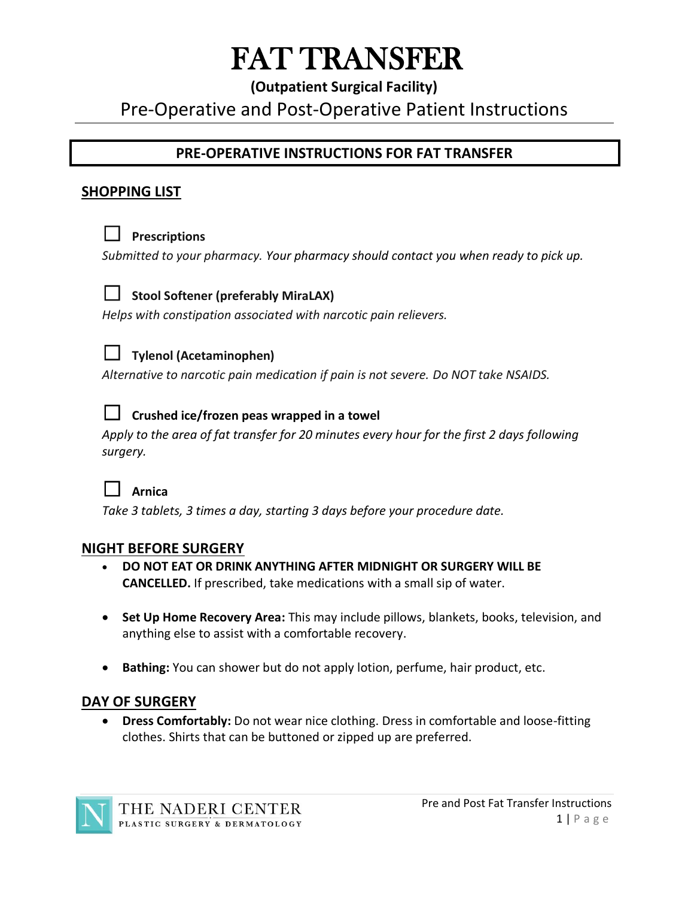# FAT TRANSFER

**(Outpatient Surgical Facility)**

## Pre-Operative and Post-Operative Patient Instructions

### PRE-OPERATIVE INSTRUCTIONS FOR FAT TRANSFER

## SHOPPING LIST

☐ **Prescriptions**

*Submitted to your pharmacy. Your pharmacy should contact you when ready to pick up.*

☐ **Stool Softener (preferably MiraLAX)**

*Helps with constipation associated with narcotic pain relievers.*

☐ **Tylenol (Acetaminophen)**

*Alternative to narcotic pain medication if pain is not severe. Do NOT take NSAIDS.*

☐ **Crushed ice/frozen peas wrapped in a towel**

*Apply to the area of fat transfer for 20 minutes every hour for the first 2 days following surgery.*

☐ **Arnica**

*Take 3 tablets, 3 times a day, starting 3 days before your procedure date.*

## NIGHT BEFORE SURGERY

- **DO NOT EAT OR DRINK ANYTHING AFTER MIDNIGHT OR SURGERY WILL BE CANCELLED.** If prescribed, take medications with a small sip of water.
- **Set Up Home Recovery Area:** This may include pillows, blankets, books, television, and anything else to assist with a comfortable recovery.
- **Bathing:** You can shower but do not apply lotion, perfume, hair product, etc.

## DAY OF SURGERY

- **Dress Comfortably:** Do not wear nice clothing. Dress in comfortable and loose-fitting clothes. Shirts that can be buttoned or zipped up are preferred.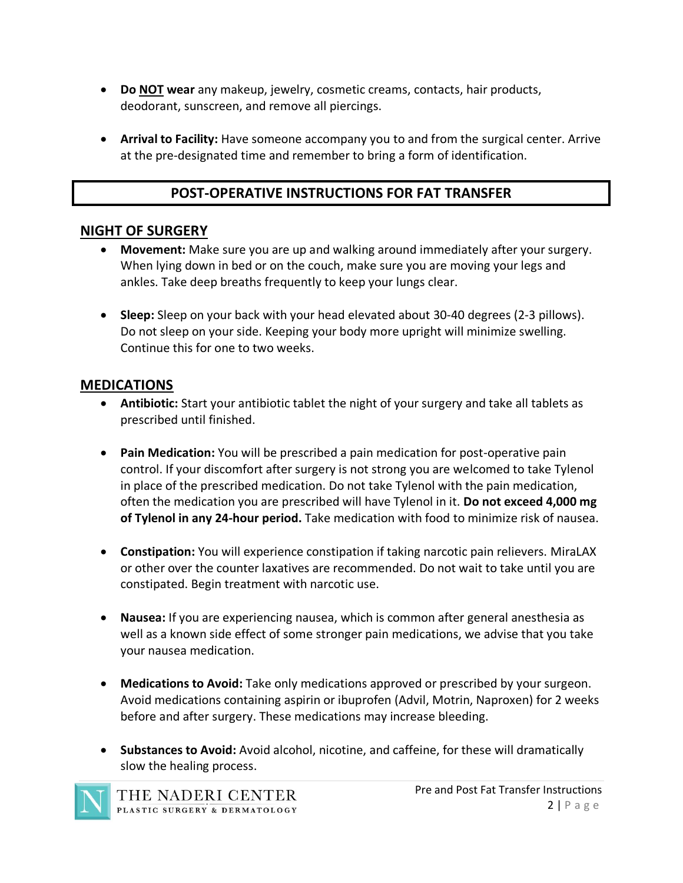- **Do <u>NOT</u> wear** any makeup, jewelry, cosmetic creams, contacts, hair products, deodorant, sunscreen, and remove all piercings.

- **Arrival to Facility:** Have someone accompany you to and from the surgical center. Arrive at the pre-designated time and remember to bring a form of identification.

## POST-OPERATIVE INSTRUCTIONS FOR FAT TRANSFER

### NIGHT OF SURGERY

- **Movement:** Make sure you are up and walking around immediately after your surgery. When lying down in bed or on the couch, make sure you are moving your legs and ankles. Take deep breaths frequently to keep your lungs clear.

- **Sleep:** Sleep on your back with your head elevated about 30-40 degrees (2-3 pillows). Do not sleep on your side. Keeping your body more upright will minimize swelling. Continue this for one to two weeks.

### MEDICATIONS

- **Antibiotic:** Start your antibiotic tablet the night of your surgery and take all tablets as prescribed until finished.

- **Pain Medication:** You will be prescribed a pain medication for post-operative pain control. If your discomfort after surgery is not strong you are welcomed to take Tylenol in place of the prescribed medication. Do not take Tylenol with the pain medication, often the medication you are prescribed will have Tylenol in it. **Do not exceed 4,000 mg of Tylenol in any 24-hour period.** Take medication with food to minimize risk of nausea.

- **Constipation:** You will experience constipation if taking narcotic pain relievers. MiraLAX or other over the counter laxatives are recommended. Do not wait to take until you are constipated. Begin treatment with narcotic use.

- **Nausea:** If you are experiencing nausea, which is common after general anesthesia as well as a known side effect of some stronger pain medications, we advise that you take your nausea medication.

- **Medications to Avoid:** Take only medications approved or prescribed by your surgeon. Avoid medications containing aspirin or ibuprofen (Advil, Motrin, Naproxen) for 2 weeks before and after surgery. These medications may increase bleeding.

- **Substances to Avoid:** Avoid alcohol, nicotine, and caffeine, for these will dramatically slow the healing process.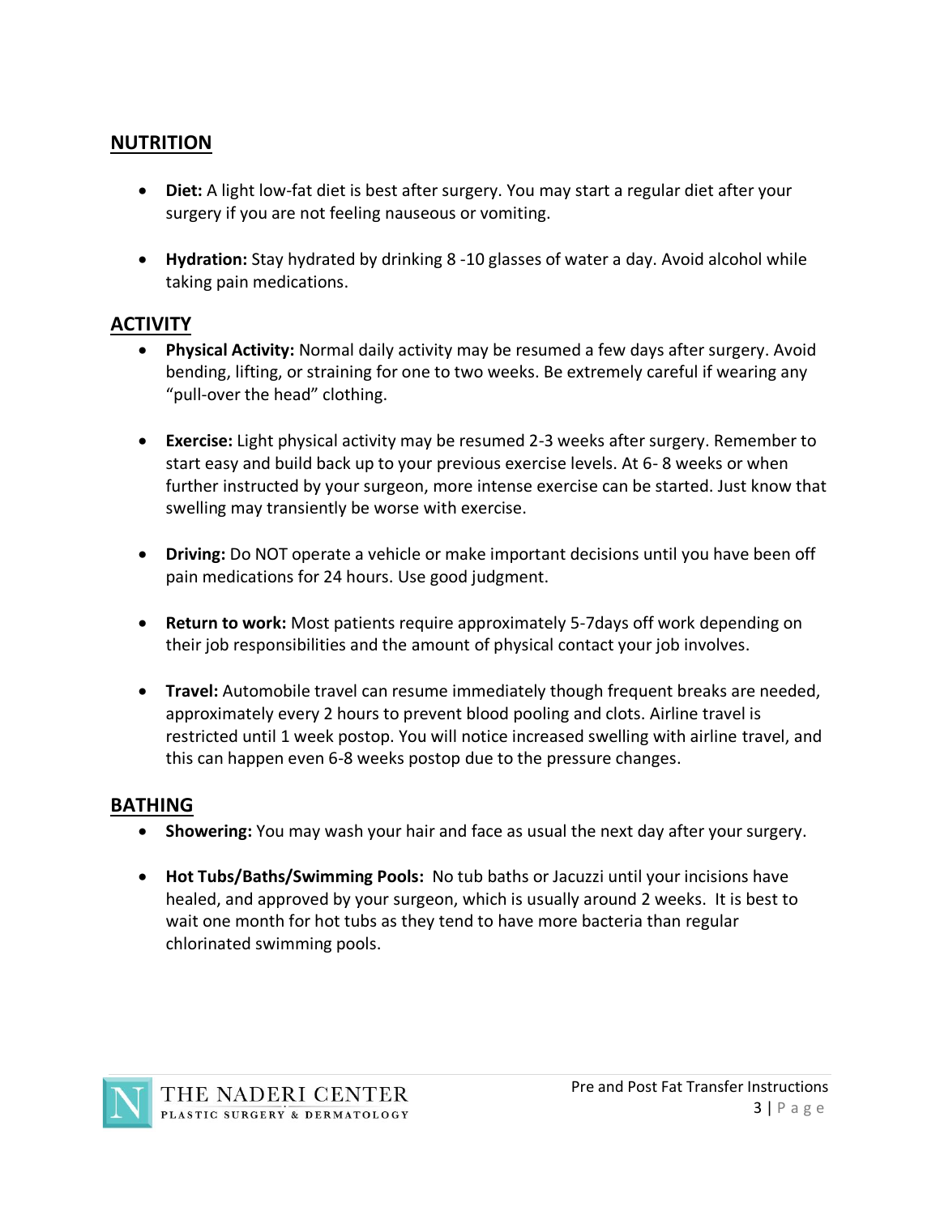## NUTRITION

- **Diet:** A light low-fat diet is best after surgery. You may start a regular diet after your surgery if you are not feeling nauseous or vomiting.

- **Hydration:** Stay hydrated by drinking 8 -10 glasses of water a day. Avoid alcohol while taking pain medications.

## ACTIVITY

- **Physical Activity:** Normal daily activity may be resumed a few days after surgery. Avoid bending, lifting, or straining for one to two weeks. Be extremely careful if wearing any "pull-over the head" clothing.

- **Exercise:** Light physical activity may be resumed 2-3 weeks after surgery. Remember to start easy and build back up to your previous exercise levels. At 6- 8 weeks or when further instructed by your surgeon, more intense exercise can be started. Just know that swelling may transiently be worse with exercise.

- **Driving:** Do NOT operate a vehicle or make important decisions until you have been off pain medications for 24 hours. Use good judgment.

- **Return to work:** Most patients require approximately 5-7days off work depending on their job responsibilities and the amount of physical contact your job involves.

- **Travel:** Automobile travel can resume immediately though frequent breaks are needed, approximately every 2 hours to prevent blood pooling and clots. Airline travel is restricted until 1 week postop. You will notice increased swelling with airline travel, and this can happen even 6-8 weeks postop due to the pressure changes.

## BATHING

- **Showering:** You may wash your hair and face as usual the next day after your surgery.

- **Hot Tubs/Baths/Swimming Pools:** No tub baths or Jacuzzi until your incisions have healed, and approved by your surgeon, which is usually around 2 weeks. It is best to wait one month for hot tubs as they tend to have more bacteria than regular chlorinated swimming pools.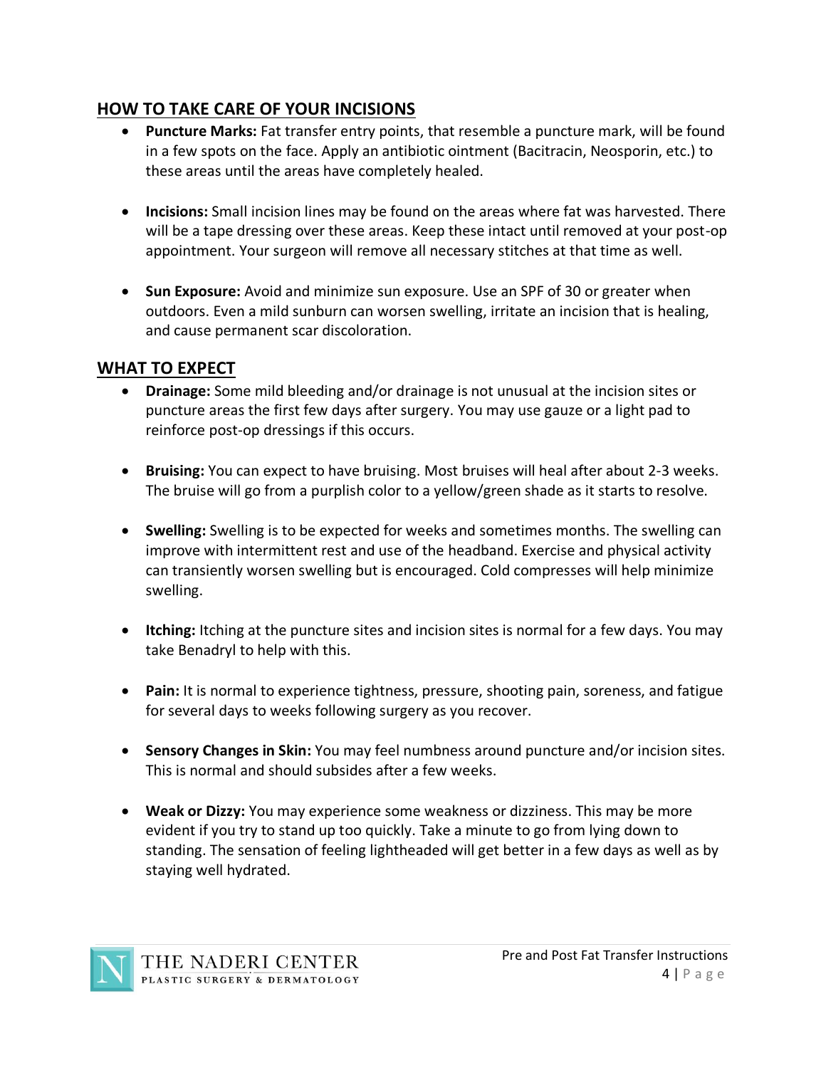## HOW TO TAKE CARE OF YOUR INCISIONS

- **Puncture Marks:** Fat transfer entry points, that resemble a puncture mark, will be found in a few spots on the face. Apply an antibiotic ointment (Bacitracin, Neosporin, etc.) to these areas until the areas have completely healed.

- **Incisions:** Small incision lines may be found on the areas where fat was harvested. There will be a tape dressing over these areas. Keep these intact until removed at your post-op appointment. Your surgeon will remove all necessary stitches at that time as well.

- **Sun Exposure:** Avoid and minimize sun exposure. Use an SPF of 30 or greater when outdoors. Even a mild sunburn can worsen swelling, irritate an incision that is healing, and cause permanent scar discoloration.

## WHAT TO EXPECT

- **Drainage:** Some mild bleeding and/or drainage is not unusual at the incision sites or puncture areas the first few days after surgery. You may use gauze or a light pad to reinforce post-op dressings if this occurs.

- **Bruising:** You can expect to have bruising. Most bruises will heal after about 2-3 weeks. The bruise will go from a purplish color to a yellow/green shade as it starts to resolve.

- **Swelling:** Swelling is to be expected for weeks and sometimes months. The swelling can improve with intermittent rest and use of the headband. Exercise and physical activity can transiently worsen swelling but is encouraged. Cold compresses will help minimize swelling.

- **Itching:** Itching at the puncture sites and incision sites is normal for a few days. You may take Benadryl to help with this.

- **Pain:** It is normal to experience tightness, pressure, shooting pain, soreness, and fatigue for several days to weeks following surgery as you recover.

- **Sensory Changes in Skin:** You may feel numbness around puncture and/or incision sites. This is normal and should subsides after a few weeks.

- **Weak or Dizzy:** You may experience some weakness or dizziness. This may be more evident if you try to stand up too quickly. Take a minute to go from lying down to standing. The sensation of feeling lightheaded will get better in a few days as well as by staying well hydrated.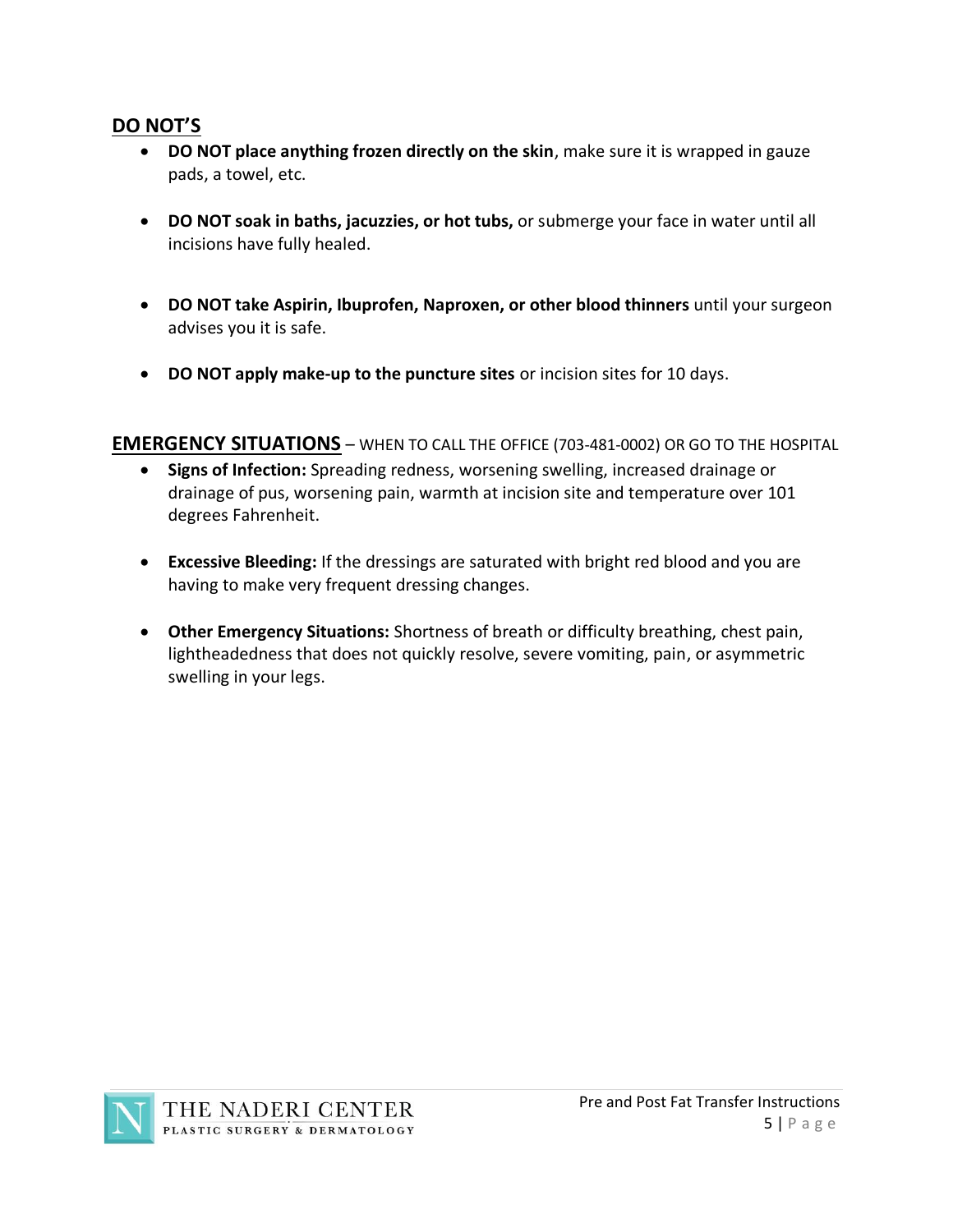## DO NOT'S

- **DO NOT place anything frozen directly on the skin**, make sure it is wrapped in gauze pads, a towel, etc.
- **DO NOT soak in baths, jacuzzies, or hot tubs,** or submerge your face in water until all incisions have fully healed.
- **DO NOT take Aspirin, Ibuprofen, Naproxen, or other blood thinners** until your surgeon advises you it is safe.
- **DO NOT apply make-up to the puncture sites** or incision sites for 10 days.

## EMERGENCY SITUATIONS – WHEN TO CALL THE OFFICE (703-481-0002) OR GO TO THE HOSPITAL

- **Signs of Infection:** Spreading redness, worsening swelling, increased drainage or drainage of pus, worsening pain, warmth at incision site and temperature over 101 degrees Fahrenheit.
- **Excessive Bleeding:** If the dressings are saturated with bright red blood and you are having to make very frequent dressing changes.
- **Other Emergency Situations:** Shortness of breath or difficulty breathing, chest pain, lightheadedness that does not quickly resolve, severe vomiting, pain, or asymmetric swelling in your legs.